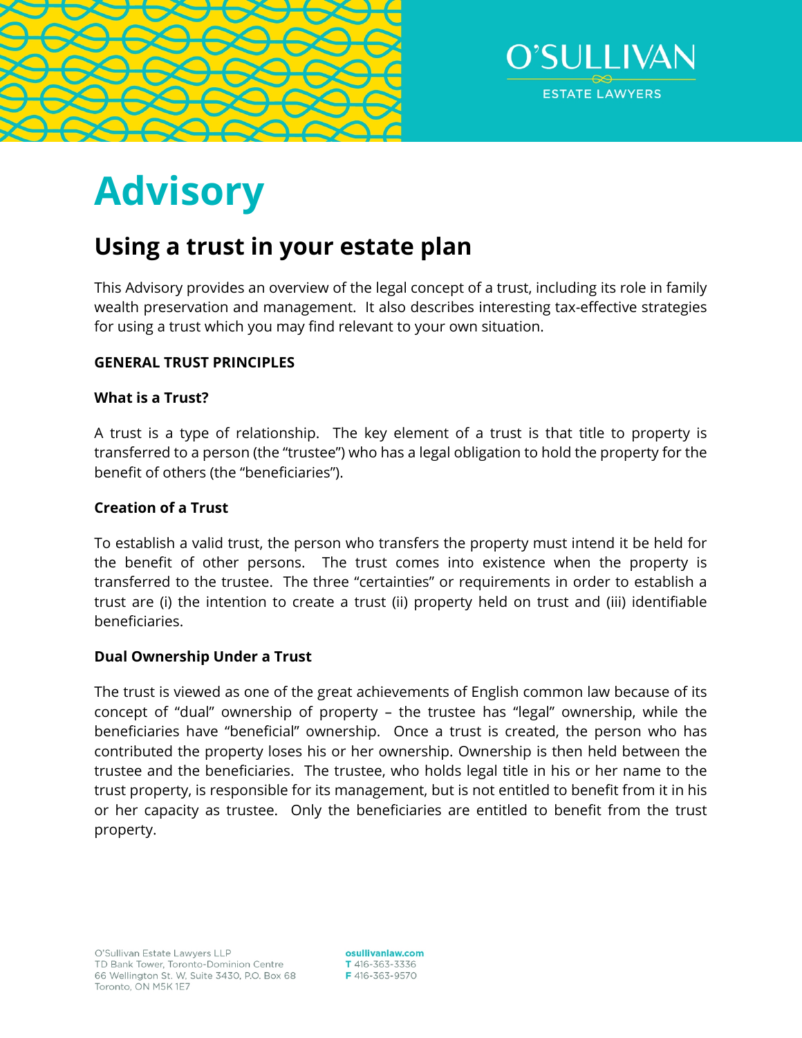# Advisory

## Using a trust in your estate plan

This Advisory provides an overview of the legal concept of a trust, including its role in family wealth preservation and management. It also describes interesting tax-effective strategies for using a trust which you may find relevant to your own situation.

**GENERAL TRUST PRINCIPLES**

**What is a Trust?**

A trust is a type of relationship. The key element of a trust is that title to property is transferred to a person (the "trustee") who has a legal obligation to hold the property for the benefit of others (the "beneficiaries").

**Creation of a Trust**

To establish a valid trust, the person who transfers the property must intend it be held for the benefit of other persons. The trust comes into existence when the property is transferred to the trustee. The three "certainties" or requirements in order to establish a trust are (i) the intention to create a trust (ii) property held on trust and (iii) identifiable beneficiaries.

**Dual Ownership Under a Trust**

The trust is viewed as one of the great achievements of English common law because of its concept of "dual" ownership of property – the trustee has "legal" ownership, while the beneficiaries have "beneficial" ownership. Once a trust is created, the person who has contributed the property loses his or her ownership. Ownership is then held between the trustee and the beneficiaries. The trustee, who holds legal title in his or her name to the trust property, is responsible for its management, but is not entitled to benefit from it in his or her capacity as trustee. Only the beneficiaries are entitled to benefit from the trust property.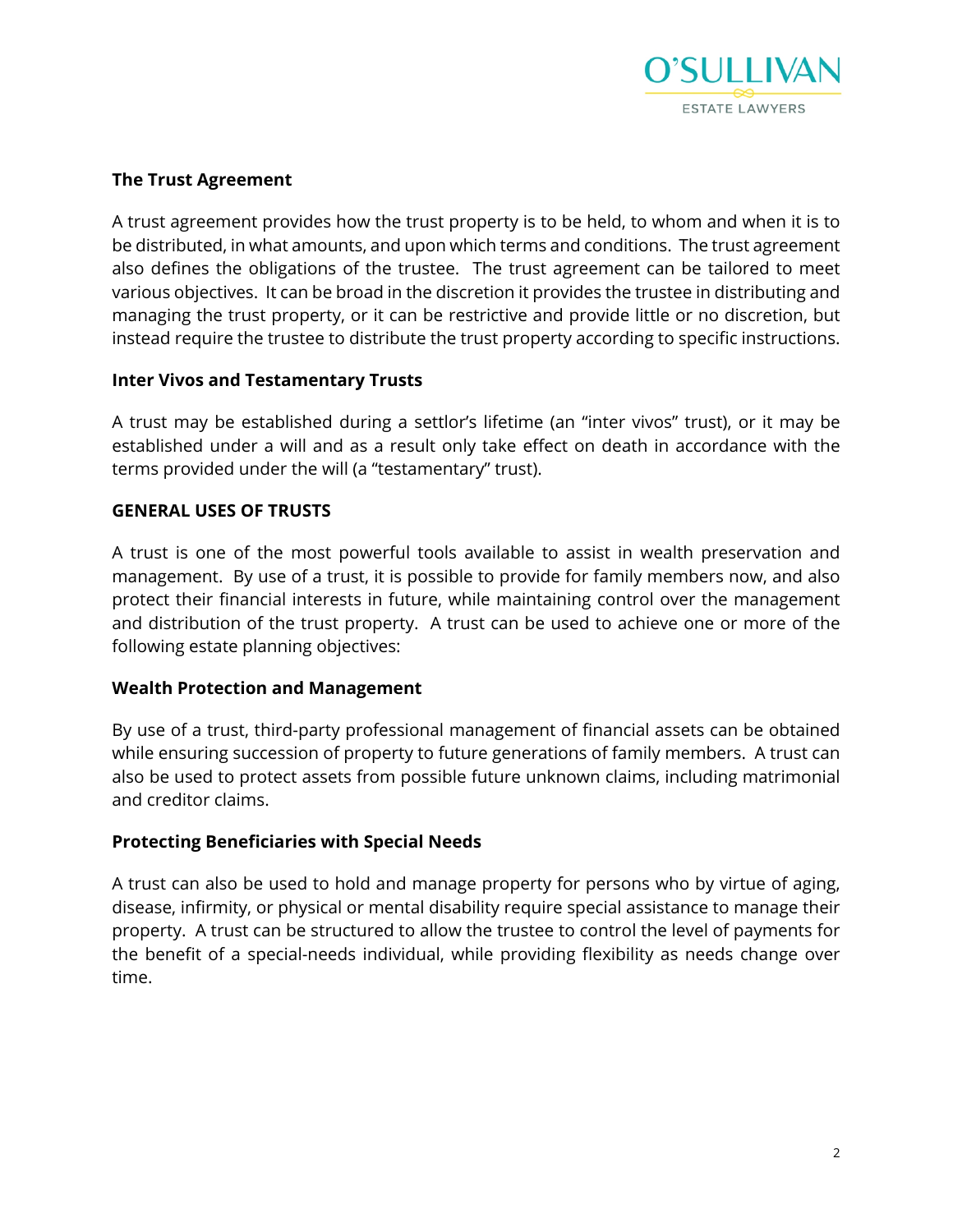**The Trust Agreement**

A trust agreement provides how the trust property is to be held, to whom and when it is to be distributed, in what amounts, and upon which terms and conditions. The trust agreement also defines the obligations of the trustee. The trust agreement can be tailored to meet various objectives. It can be broad in the discretion it provides the trustee in distributing and managing the trust property, or it can be restrictive and provide little or no discretion, but instead require the trustee to distribute the trust property according to specific instructions.

**Inter Vivos and Testamentary Trusts**

A trust may be established during a settlor's lifetime (an "inter vivos" trust), or it may be established under a will and as a result only take effect on death in accordance with the terms provided under the will (a "testamentary" trust).

## GENERAL USES OF TRUSTS

A trust is one of the most powerful tools available to assist in wealth preservation and management. By use of a trust, it is possible to provide for family members now, and also protect their financial interests in future, while maintaining control over the management and distribution of the trust property. A trust can be used to achieve one or more of the following estate planning objectives:

**Wealth Protection and Management**

By use of a trust, third-party professional management of financial assets can be obtained while ensuring succession of property to future generations of family members. A trust can also be used to protect assets from possible future unknown claims, including matrimonial and creditor claims.

**Protecting Beneficiaries with Special Needs**

A trust can also be used to hold and manage property for persons who by virtue of aging, disease, infirmity, or physical or mental disability require special assistance to manage their property. A trust can be structured to allow the trustee to control the level of payments for the benefit of a special-needs individual, while providing flexibility as needs change over time.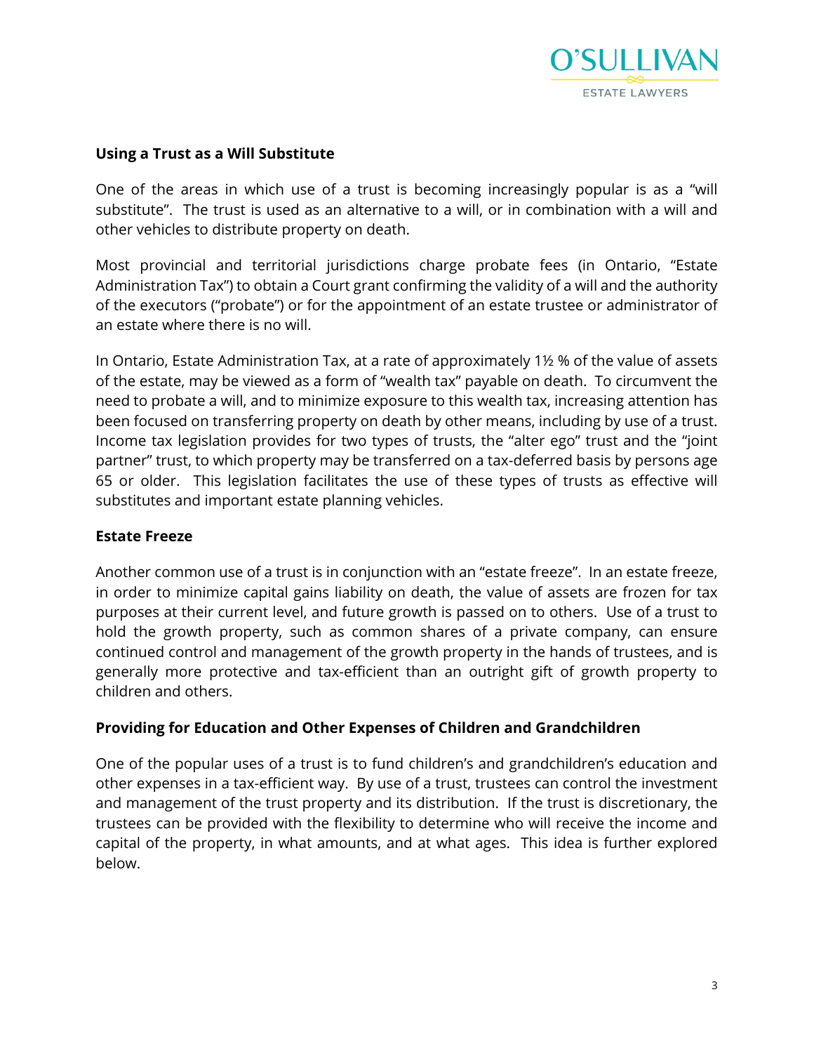## Using a Trust as a Will Substitute

One of the areas in which use of a trust is becoming increasingly popular is as a "will substitute". The trust is used as an alternative to a will, or in combination with a will and other vehicles to distribute property on death.

Most provincial and territorial jurisdictions charge probate fees (in Ontario, "Estate Administration Tax") to obtain a Court grant confirming the validity of a will and the authority of the executors ("probate") or for the appointment of an estate trustee or administrator of an estate where there is no will.

In Ontario, Estate Administration Tax, at a rate of approximately 1½ % of the value of assets of the estate, may be viewed as a form of "wealth tax" payable on death. To circumvent the need to probate a will, and to minimize exposure to this wealth tax, increasing attention has been focused on transferring property on death by other means, including by use of a trust. Income tax legislation provides for two types of trusts, the "alter ego" trust and the "joint partner" trust, to which property may be transferred on a tax-deferred basis by persons age 65 or older. This legislation facilitates the use of these types of trusts as effective will substitutes and important estate planning vehicles.

## Estate Freeze

Another common use of a trust is in conjunction with an "estate freeze". In an estate freeze, in order to minimize capital gains liability on death, the value of assets are frozen for tax purposes at their current level, and future growth is passed on to others. Use of a trust to hold the growth property, such as common shares of a private company, can ensure continued control and management of the growth property in the hands of trustees, and is generally more protective and tax-efficient than an outright gift of growth property to children and others.

## Providing for Education and Other Expenses of Children and Grandchildren

One of the popular uses of a trust is to fund children's and grandchildren's education and other expenses in a tax-efficient way. By use of a trust, trustees can control the investment and management of the trust property and its distribution. If the trust is discretionary, the trustees can be provided with the flexibility to determine who will receive the income and capital of the property, in what amounts, and at what ages. This idea is further explored below.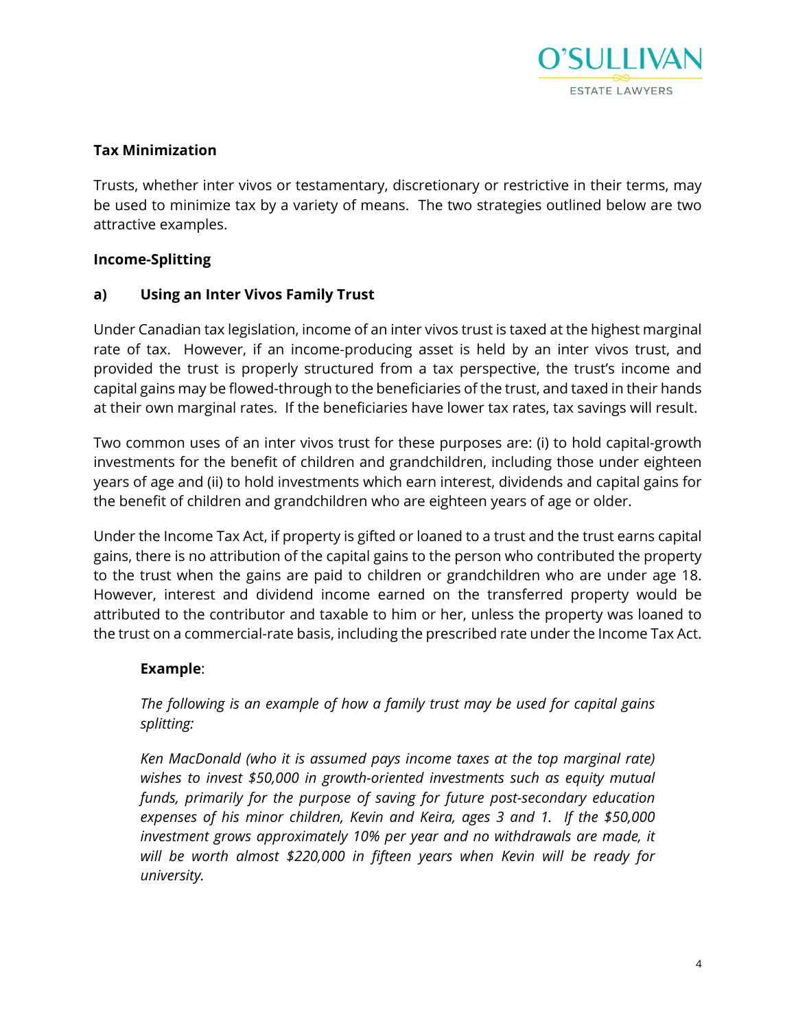**Tax Minimization**

Trusts, whether inter vivos or testamentary, discretionary or restrictive in their terms, may be used to minimize tax by a variety of means. The two strategies outlined below are two attractive examples.

**Income-Splitting**

**a) Using an Inter Vivos Family Trust**

Under Canadian tax legislation, income of an inter vivos trust is taxed at the highest marginal rate of tax. However, if an income-producing asset is held by an inter vivos trust, and provided the trust is properly structured from a tax perspective, the trust's income and capital gains may be flowed-through to the beneficiaries of the trust, and taxed in their hands at their own marginal rates. If the beneficiaries have lower tax rates, tax savings will result.

Two common uses of an inter vivos trust for these purposes are: (i) to hold capital-growth investments for the benefit of children and grandchildren, including those under eighteen years of age and (ii) to hold investments which earn interest, dividends and capital gains for the benefit of children and grandchildren who are eighteen years of age or older.

Under the Income Tax Act, if property is gifted or loaned to a trust and the trust earns capital gains, there is no attribution of the capital gains to the person who contributed the property to the trust when the gains are paid to children or grandchildren who are under age 18. However, interest and dividend income earned on the transferred property would be attributed to the contributor and taxable to him or her, unless the property was loaned to the trust on a commercial-rate basis, including the prescribed rate under the Income Tax Act.

> **Example**:
>
> *The following is an example of how a family trust may be used for capital gains splitting:*
>
> *Ken MacDonald (who it is assumed pays income taxes at the top marginal rate) wishes to invest $50,000 in growth-oriented investments such as equity mutual funds, primarily for the purpose of saving for future post-secondary education expenses of his minor children, Kevin and Keira, ages 3 and 1. If the $50,000 investment grows approximately 10% per year and no withdrawals are made, it will be worth almost $220,000 in fifteen years when Kevin will be ready for university.*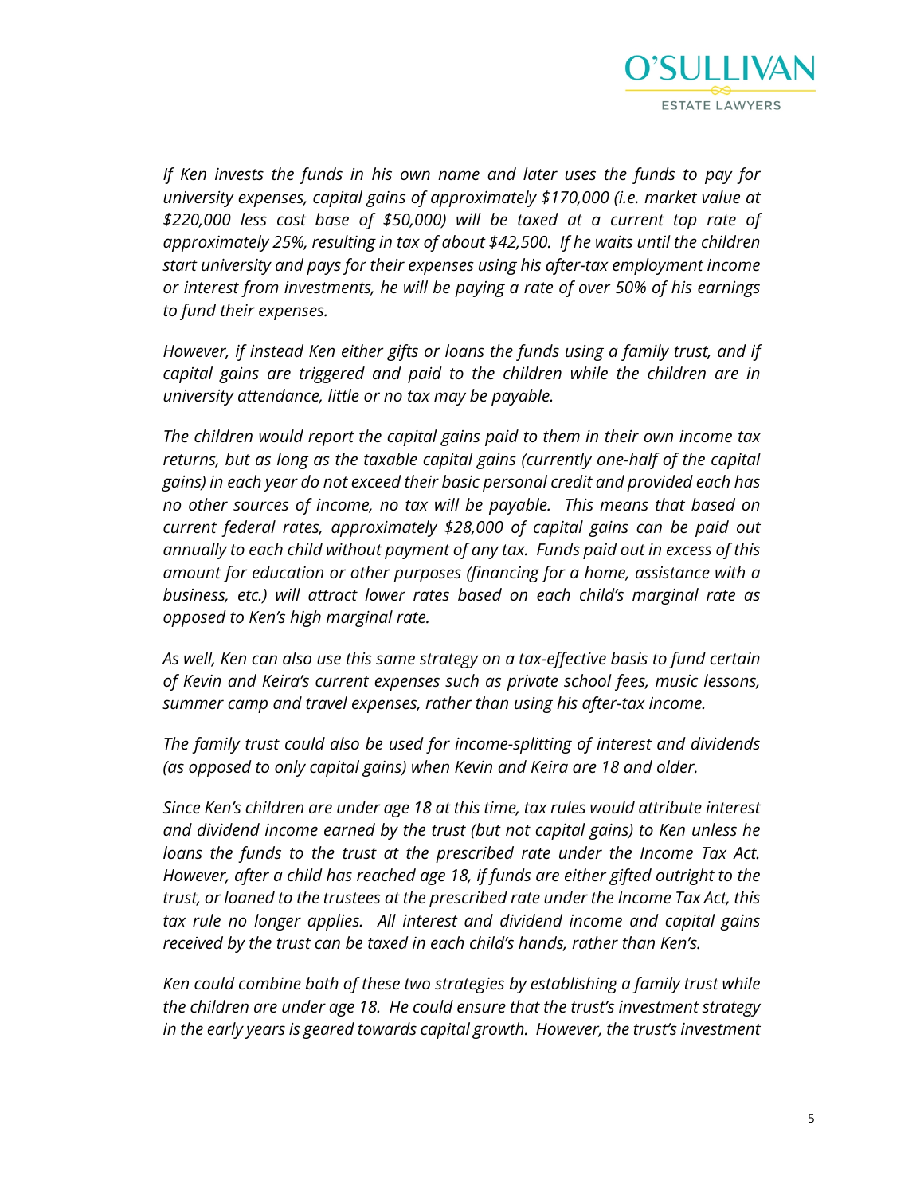*If Ken invests the funds in his own name and later uses the funds to pay for university expenses, capital gains of approximately $170,000 (i.e. market value at $220,000 less cost base of $50,000) will be taxed at a current top rate of approximately 25%, resulting in tax of about $42,500. If he waits until the children start university and pays for their expenses using his after-tax employment income or interest from investments, he will be paying a rate of over 50% of his earnings to fund their expenses.*

*However, if instead Ken either gifts or loans the funds using a family trust, and if capital gains are triggered and paid to the children while the children are in university attendance, little or no tax may be payable.*

*The children would report the capital gains paid to them in their own income tax returns, but as long as the taxable capital gains (currently one-half of the capital gains) in each year do not exceed their basic personal credit and provided each has no other sources of income, no tax will be payable. This means that based on current federal rates, approximately $28,000 of capital gains can be paid out annually to each child without payment of any tax. Funds paid out in excess of this amount for education or other purposes (financing for a home, assistance with a business, etc.) will attract lower rates based on each child's marginal rate as opposed to Ken's high marginal rate.*

*As well, Ken can also use this same strategy on a tax-effective basis to fund certain of Kevin and Keira's current expenses such as private school fees, music lessons, summer camp and travel expenses, rather than using his after-tax income.*

*The family trust could also be used for income-splitting of interest and dividends (as opposed to only capital gains) when Kevin and Keira are 18 and older.*

*Since Ken's children are under age 18 at this time, tax rules would attribute interest and dividend income earned by the trust (but not capital gains) to Ken unless he loans the funds to the trust at the prescribed rate under the Income Tax Act. However, after a child has reached age 18, if funds are either gifted outright to the trust, or loaned to the trustees at the prescribed rate under the Income Tax Act, this tax rule no longer applies. All interest and dividend income and capital gains received by the trust can be taxed in each child's hands, rather than Ken's.*

*Ken could combine both of these two strategies by establishing a family trust while the children are under age 18. He could ensure that the trust's investment strategy in the early years is geared towards capital growth. However, the trust's investment*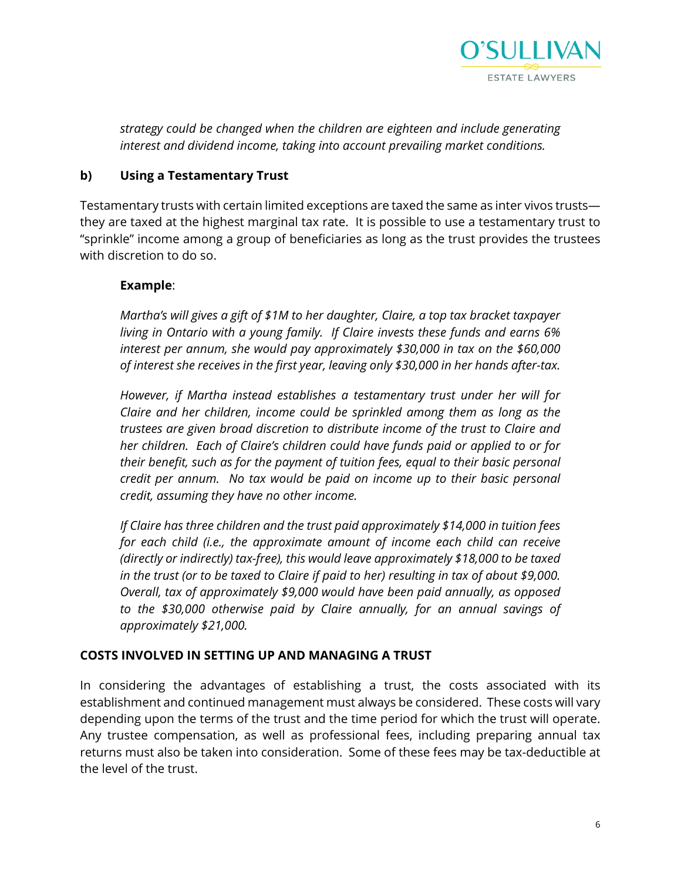*strategy could be changed when the children are eighteen and include generating interest and dividend income, taking into account prevailing market conditions.*

### b) Using a Testamentary Trust

Testamentary trusts with certain limited exceptions are taxed the same as inter vivos trusts—they are taxed at the highest marginal tax rate. It is possible to use a testamentary trust to "sprinkle" income among a group of beneficiaries as long as the trust provides the trustees with discretion to do so.

**Example**:

*Martha's will gives a gift of $1M to her daughter, Claire, a top tax bracket taxpayer living in Ontario with a young family. If Claire invests these funds and earns 6% interest per annum, she would pay approximately $30,000 in tax on the $60,000 of interest she receives in the first year, leaving only $30,000 in her hands after-tax.*

*However, if Martha instead establishes a testamentary trust under her will for Claire and her children, income could be sprinkled among them as long as the trustees are given broad discretion to distribute income of the trust to Claire and her children. Each of Claire's children could have funds paid or applied to or for their benefit, such as for the payment of tuition fees, equal to their basic personal credit per annum. No tax would be paid on income up to their basic personal credit, assuming they have no other income.*

*If Claire has three children and the trust paid approximately $14,000 in tuition fees for each child (i.e., the approximate amount of income each child can receive (directly or indirectly) tax-free), this would leave approximately $18,000 to be taxed in the trust (or to be taxed to Claire if paid to her) resulting in tax of about $9,000. Overall, tax of approximately $9,000 would have been paid annually, as opposed to the $30,000 otherwise paid by Claire annually, for an annual savings of approximately $21,000.*

## COSTS INVOLVED IN SETTING UP AND MANAGING A TRUST

In considering the advantages of establishing a trust, the costs associated with its establishment and continued management must always be considered. These costs will vary depending upon the terms of the trust and the time period for which the trust will operate. Any trustee compensation, as well as professional fees, including preparing annual tax returns must also be taken into consideration. Some of these fees may be tax-deductible at the level of the trust.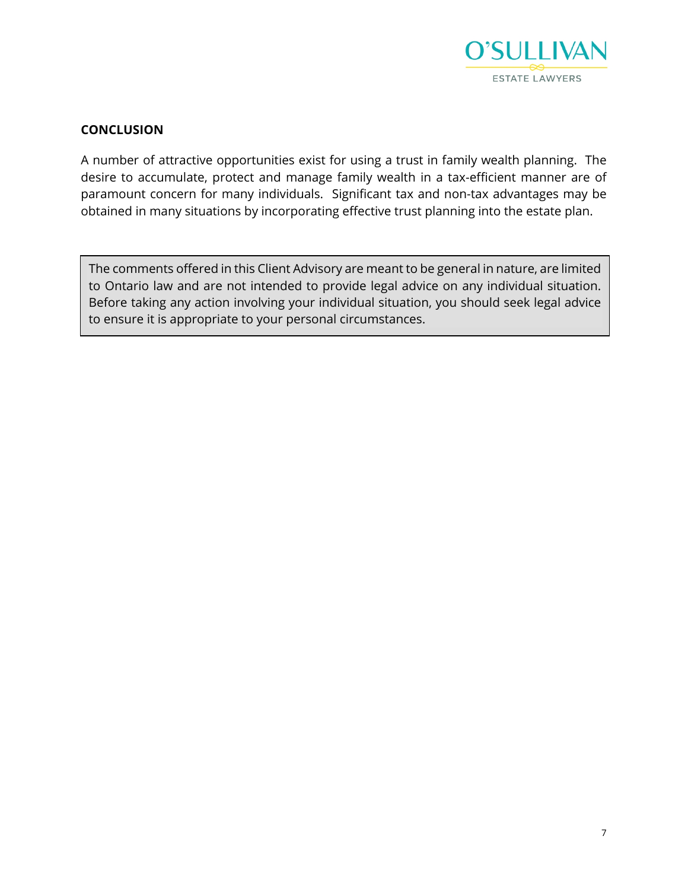## CONCLUSION

A number of attractive opportunities exist for using a trust in family wealth planning. The desire to accumulate, protect and manage family wealth in a tax-efficient manner are of paramount concern for many individuals. Significant tax and non-tax advantages may be obtained in many situations by incorporating effective trust planning into the estate plan.

> The comments offered in this Client Advisory are meant to be general in nature, are limited to Ontario law and are not intended to provide legal advice on any individual situation. Before taking any action involving your individual situation, you should seek legal advice to ensure it is appropriate to your personal circumstances.